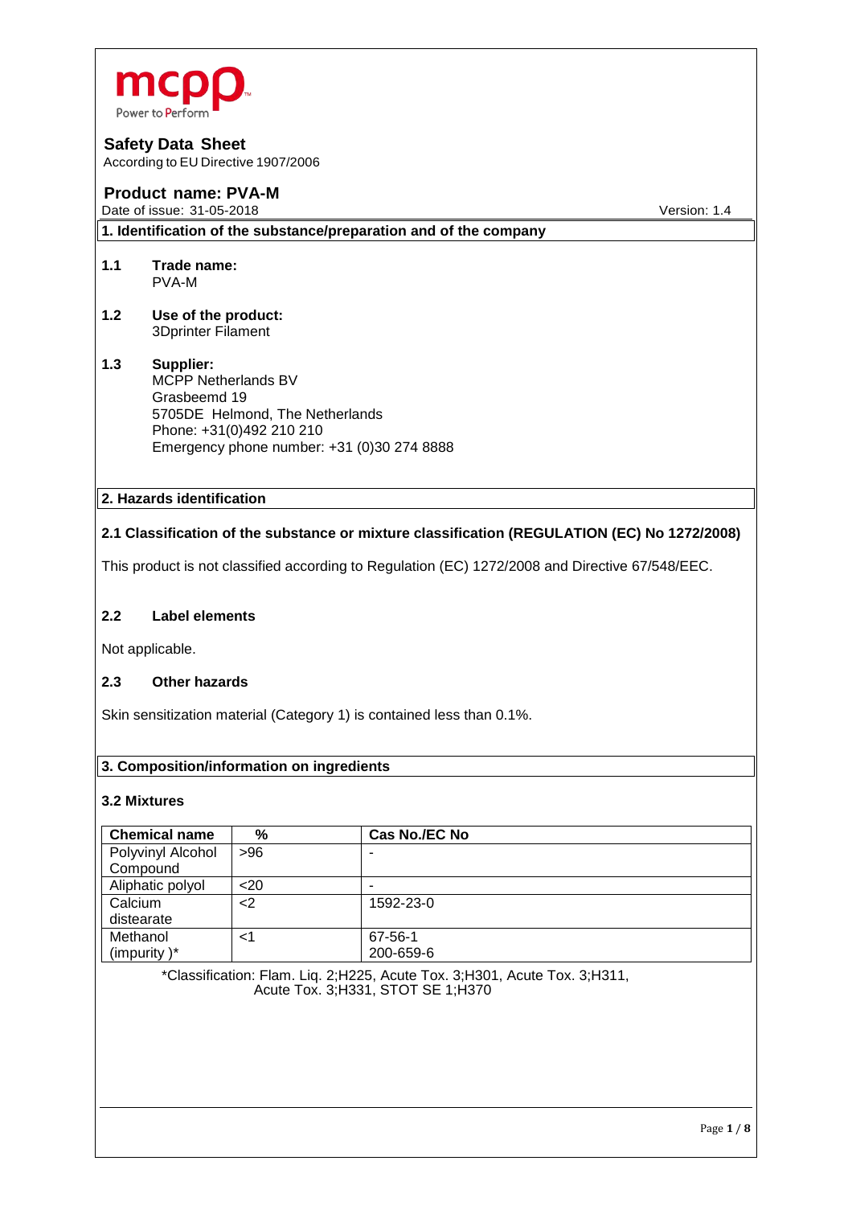mcpp
Power to Perform

# Safety Data Sheet

According to EU Directive 1907/2006

## Product name: PVA-M

Date of issue: 31-05-2018 Version: 1.4

## 1. Identification of the substance/preparation and of the company

**1.1 Trade name:**
PVA-M

**1.2 Use of the product:**
3Dprinter Filament

**1.3 Supplier:**
MCPP Netherlands BV
Grasbeemd 19
5705DE Helmond, The Netherlands
Phone: +31(0)492 210 210
Emergency phone number: +31 (0)30 274 8888

## 2. Hazards identification

### 2.1 Classification of the substance or mixture classification (REGULATION (EC) No 1272/2008)

This product is not classified according to Regulation (EC) 1272/2008 and Directive 67/548/EEC.

### 2.2 Label elements

Not applicable.

### 2.3 Other hazards

Skin sensitization material (Category 1) is contained less than 0.1%.

## 3. Composition/information on ingredients

### 3.2 Mixtures

| Chemical name | % | Cas No./EC No |
|---|---|---|
| Polyvinyl Alcohol Compound | >96 | - |
| Aliphatic polyol | <20 | - |
| Calcium distearate | <2 | 1592-23-0 |
| Methanol (impurity )* | <1 | 67-56-1<br>200-659-6 |

*Classification: Flam. Liq. 2;H225, Acute Tox. 3;H301, Acute Tox. 3;H311, Acute Tox. 3;H331, STOT SE 1;H370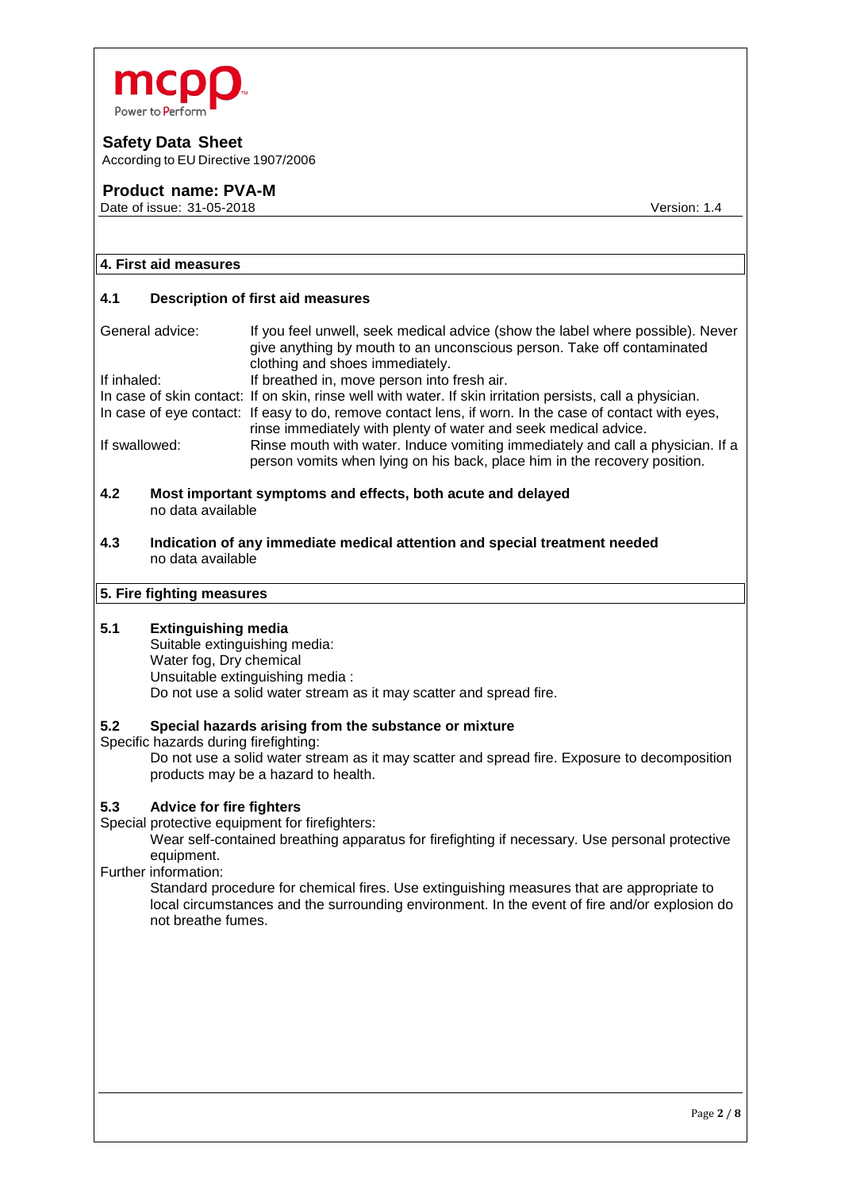## 4. First aid measures

### 4.1 Description of first aid measures

| | |
|---|---|
| General advice: | If you feel unwell, seek medical advice (show the label where possible). Never give anything by mouth to an unconscious person. Take off contaminated clothing and shoes immediately. |
| If inhaled: | If breathed in, move person into fresh air. |
| In case of skin contact: | If on skin, rinse well with water. If skin irritation persists, call a physician. |
| In case of eye contact: | If easy to do, remove contact lens, if worn. In the case of contact with eyes, rinse immediately with plenty of water and seek medical advice. |
| If swallowed: | Rinse mouth with water. Induce vomiting immediately and call a physician. If a person vomits when lying on his back, place him in the recovery position. |

### 4.2 Most important symptoms and effects, both acute and delayed

no data available

### 4.3 Indication of any immediate medical attention and special treatment needed

no data available

## 5. Fire fighting measures

### 5.1 Extinguishing media

Suitable extinguishing media:
Water fog, Dry chemical
Unsuitable extinguishing media :
Do not use a solid water stream as it may scatter and spread fire.

### 5.2 Special hazards arising from the substance or mixture

Specific hazards during firefighting:

Do not use a solid water stream as it may scatter and spread fire. Exposure to decomposition products may be a hazard to health.

### 5.3 Advice for fire fighters

Special protective equipment for firefighters:

Wear self-contained breathing apparatus for firefighting if necessary. Use personal protective equipment.

Further information:

Standard procedure for chemical fires. Use extinguishing measures that are appropriate to local circumstances and the surrounding environment. In the event of fire and/or explosion do not breathe fumes.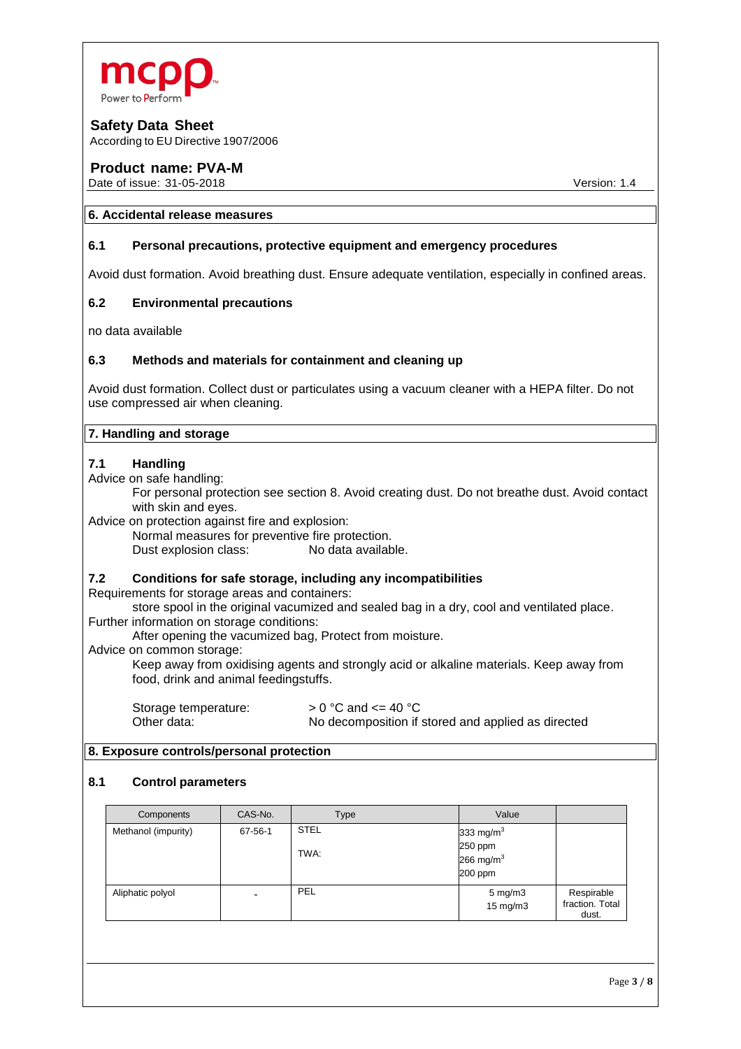**mcpp**
Power to Perform

**Safety Data Sheet**
According to EU Directive 1907/2006

**Product name: PVA-M**
Date of issue: 31-05-2018 Version: 1.4

## 6. Accidental release measures

### 6.1 Personal precautions, protective equipment and emergency procedures

Avoid dust formation. Avoid breathing dust. Ensure adequate ventilation, especially in confined areas.

### 6.2 Environmental precautions

no data available

### 6.3 Methods and materials for containment and cleaning up

Avoid dust formation. Collect dust or particulates using a vacuum cleaner with a HEPA filter. Do not use compressed air when cleaning.

## 7. Handling and storage

### 7.1 Handling

Advice on safe handling:

For personal protection see section 8. Avoid creating dust. Do not breathe dust. Avoid contact with skin and eyes.

Advice on protection against fire and explosion:

Normal measures for preventive fire protection.
Dust explosion class: No data available.

### 7.2 Conditions for safe storage, including any incompatibilities

Requirements for storage areas and containers:

store spool in the original vacumized and sealed bag in a dry, cool and ventilated place.

Further information on storage conditions:

After opening the vacumized bag, Protect from moisture.

Advice on common storage:

Keep away from oxidising agents and strongly acid or alkaline materials. Keep away from food, drink and animal feedingstuffs.

Storage temperature: > 0 °C and <= 40 °C
Other data: No decomposition if stored and applied as directed

## 8. Exposure controls/personal protection

### 8.1 Control parameters

| Components | CAS-No. | Type | Value | |
|---|---|---|---|---|
| Methanol (impurity) | 67-56-1 | STEL<br>TWA: | 333 $mg/m^3$<br>250 ppm<br>266 $mg/m^3$<br>200 ppm | |
| Aliphatic polyol | - | PEL | 5 mg/m3<br>15 mg/m3 | Respirable fraction. Total dust. |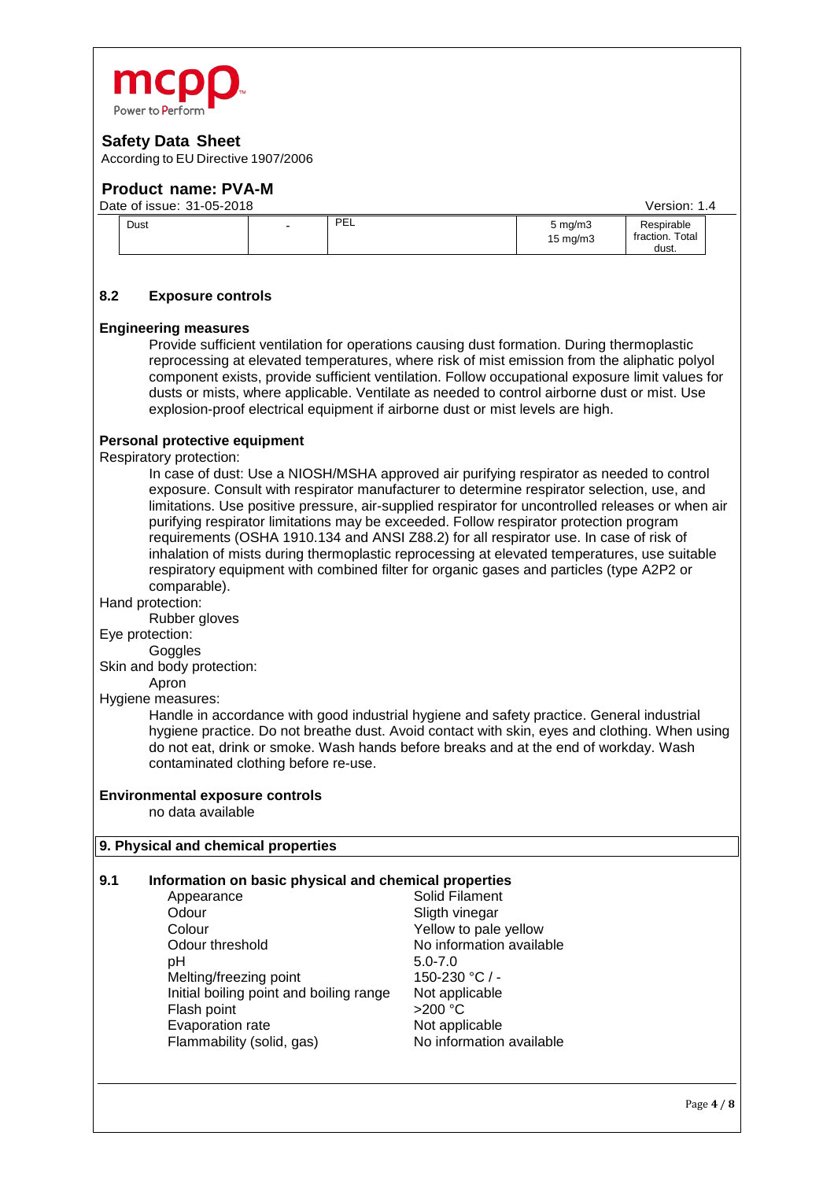| Dust | - | PEL | 5 mg/m3<br>15 mg/m3 | Respirable fraction. Total dust. |
|---|---|---|---|---|

### 8.2 Exposure controls

**Engineering measures**

Provide sufficient ventilation for operations causing dust formation. During thermoplastic reprocessing at elevated temperatures, where risk of mist emission from the aliphatic polyol component exists, provide sufficient ventilation. Follow occupational exposure limit values for dusts or mists, where applicable. Ventilate as needed to control airborne dust or mist. Use explosion-proof electrical equipment if airborne dust or mist levels are high.

**Personal protective equipment**

Respiratory protection:

In case of dust: Use a NIOSH/MSHA approved air purifying respirator as needed to control exposure. Consult with respirator manufacturer to determine respirator selection, use, and limitations. Use positive pressure, air-supplied respirator for uncontrolled releases or when air purifying respirator limitations may be exceeded. Follow respirator protection program requirements (OSHA 1910.134 and ANSI Z88.2) for all respirator use. In case of risk of inhalation of mists during thermoplastic reprocessing at elevated temperatures, use suitable respiratory equipment with combined filter for organic gases and particles (type A2P2 or comparable).

Hand protection:

Rubber gloves

Eye protection:

Goggles

Skin and body protection:

Apron

Hygiene measures:

Handle in accordance with good industrial hygiene and safety practice. General industrial hygiene practice. Do not breathe dust. Avoid contact with skin, eyes and clothing. When using do not eat, drink or smoke. Wash hands before breaks and at the end of workday. Wash contaminated clothing before re-use.

**Environmental exposure controls**

no data available

## 9. Physical and chemical properties

### 9.1 Information on basic physical and chemical properties

| Property | Value |
|---|---|
| Appearance | Solid Filament |
| Odour | Sligth vinegar |
| Colour | Yellow to pale yellow |
| Odour threshold | No information available |
| pH | 5.0-7.0 |
| Melting/freezing point | 150-230 °C / - |
| Initial boiling point and boiling range | Not applicable |
| Flash point | >200 °C |
| Evaporation rate | Not applicable |
| Flammability (solid, gas) | No information available |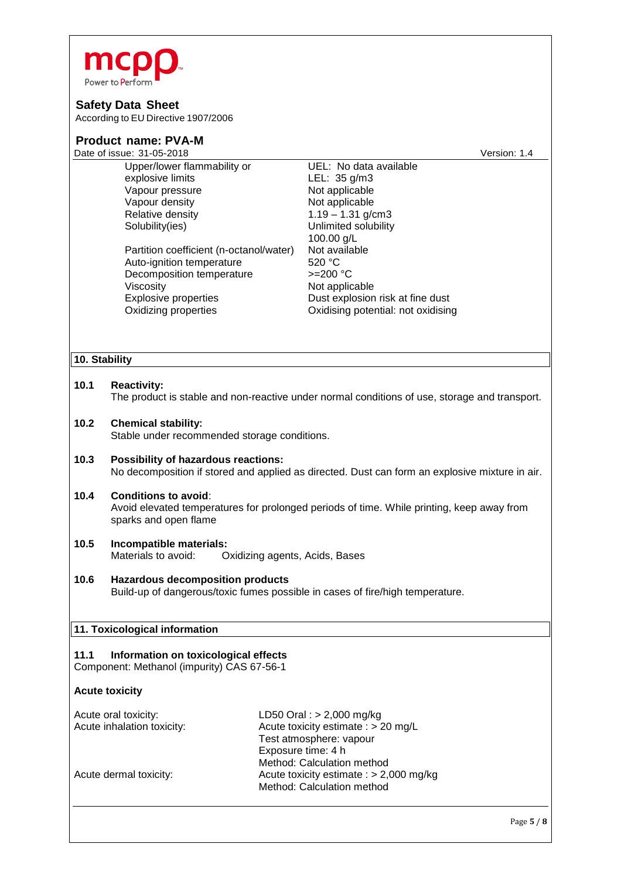| | |
|---|---|
| Upper/lower flammability or explosive limits | UEL: No data available<br>LEL: 35 g/m3 |
| Vapour pressure | Not applicable |
| Vapour density | Not applicable |
| Relative density | 1.19 – 1.31 g/cm3 |
| Solubility(ies) | Unlimited solubility<br>100.00 g/L |
| Partition coefficient (n-octanol/water) | Not available |
| Auto-ignition temperature | 520 °C |
| Decomposition temperature | >=200 °C |
| Viscosity | Not applicable |
| Explosive properties | Dust explosion risk at fine dust |
| Oxidizing properties | Oxidising potential: not oxidising |

## 10. Stability

**10.1 Reactivity:**
The product is stable and non-reactive under normal conditions of use, storage and transport.

**10.2 Chemical stability:**
Stable under recommended storage conditions.

**10.3 Possibility of hazardous reactions:**
No decomposition if stored and applied as directed. Dust can form an explosive mixture in air.

**10.4 Conditions to avoid**:
Avoid elevated temperatures for prolonged periods of time. While printing, keep away from sparks and open flame

**10.5 Incompatible materials:**
Materials to avoid: Oxidizing agents, Acids, Bases

**10.6 Hazardous decomposition products**
Build-up of dangerous/toxic fumes possible in cases of fire/high temperature.

## 11. Toxicological information

**11.1 Information on toxicological effects**
Component: Methanol (impurity) CAS 67-56-1

**Acute toxicity**

| | |
|---|---|
| Acute oral toxicity: | LD50 Oral : > 2,000 mg/kg |
| Acute inhalation toxicity: | Acute toxicity estimate : > 20 mg/L<br>Test atmosphere: vapour<br>Exposure time: 4 h<br>Method: Calculation method |
| Acute dermal toxicity: | Acute toxicity estimate : > 2,000 mg/kg<br>Method: Calculation method |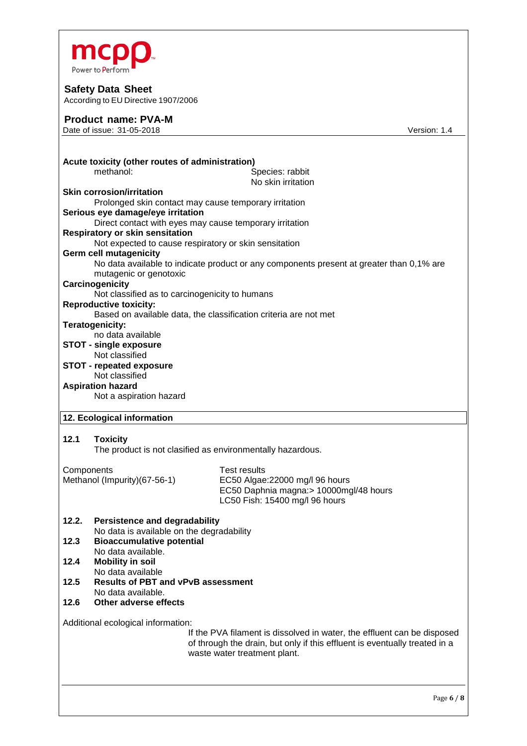**Acute toxicity (other routes of administration)**

| | |
|---|---|
| methanol: | Species: rabbit<br>No skin irritation |

**Skin corrosion/irritation**

Prolonged skin contact may cause temporary irritation

**Serious eye damage/eye irritation**

Direct contact with eyes may cause temporary irritation

**Respiratory or skin sensitation**

Not expected to cause respiratory or skin sensitation

**Germ cell mutagenicity**

No data available to indicate product or any components present at greater than 0,1% are mutagenic or genotoxic

**Carcinogenicity**

Not classified as to carcinogenicity to humans

**Reproductive toxicity:**

Based on available data, the classification criteria are not met

**Teratogenicity:**

no data available

**STOT - single exposure**

Not classified

**STOT - repeated exposure**

Not classified

**Aspiration hazard**

Not a aspiration hazard

## 12. Ecological information

### 12.1 Toxicity

The product is not clasified as environmentally hazardous.

| Components | Test results |
|---|---|
| Methanol (Impurity)(67-56-1) | EC50 Algae:22000 mg/l 96 hours<br>EC50 Daphnia magna:> 10000mgl/48 hours<br>LC50 Fish: 15400 mg/l 96 hours |

### 12.2. Persistence and degradability

No data is available on the degradability

### 12.3 Bioaccumulative potential

No data available.

### 12.4 Mobility in soil

No data available

### 12.5 Results of PBT and vPvB assessment

No data available.

### 12.6 Other adverse effects

Additional ecological information:

If the PVA filament is dissolved in water, the effluent can be disposed of through the drain, but only if this effluent is eventually treated in a waste water treatment plant.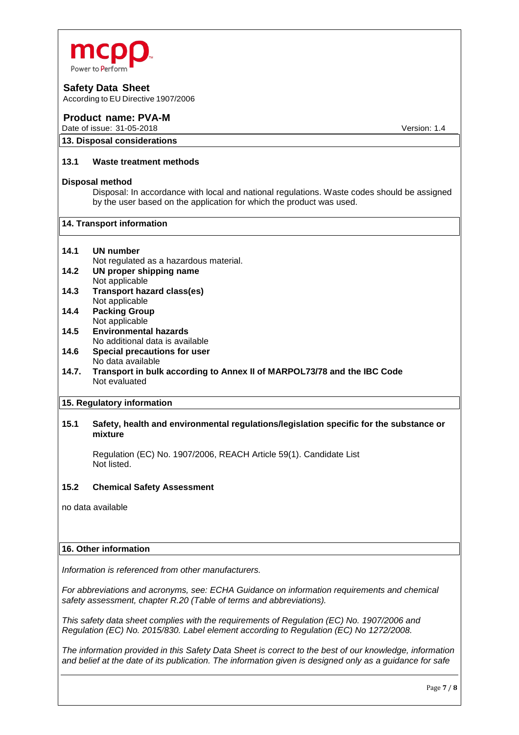## 13. Disposal considerations

### 13.1 Waste treatment methods

**Disposal method**

Disposal: In accordance with local and national regulations. Waste codes should be assigned by the user based on the application for which the product was used.

## 14. Transport information

**14.1 UN number**
Not regulated as a hazardous material.

**14.2 UN proper shipping name**
Not applicable

**14.3 Transport hazard class(es)**
Not applicable

**14.4 Packing Group**
Not applicable

**14.5 Environmental hazards**
No additional data is available

**14.6 Special precautions for user**
No data available

**14.7. Transport in bulk according to Annex II of MARPOL73/78 and the IBC Code**
Not evaluated

## 15. Regulatory information

### 15.1 Safety, health and environmental regulations/legislation specific for the substance or mixture

Regulation (EC) No. 1907/2006, REACH Article 59(1). Candidate List
Not listed.

### 15.2 Chemical Safety Assessment

no data available

## 16. Other information

*Information is referenced from other manufacturers.*

*For abbreviations and acronyms, see: ECHA Guidance on information requirements and chemical safety assessment, chapter R.20 (Table of terms and abbreviations).*

*This safety data sheet complies with the requirements of Regulation (EC) No. 1907/2006 and Regulation (EC) No. 2015/830. Label element according to Regulation (EC) No 1272/2008.*

*The information provided in this Safety Data Sheet is correct to the best of our knowledge, information and belief at the date of its publication. The information given is designed only as a guidance for safe*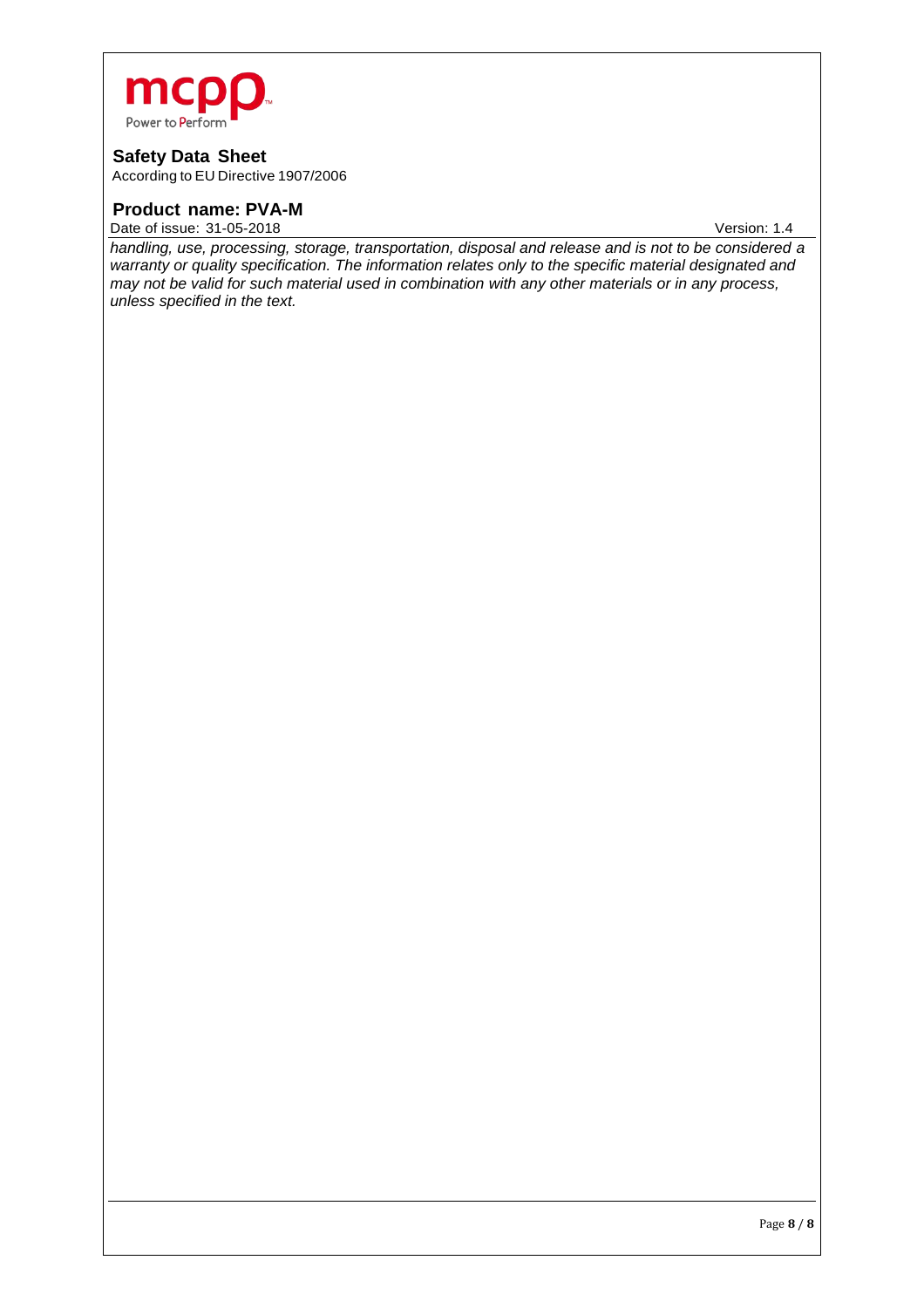*handling, use, processing, storage, transportation, disposal and release and is not to be considered a warranty or quality specification. The information relates only to the specific material designated and may not be valid for such material used in combination with any other materials or in any process, unless specified in the text.*